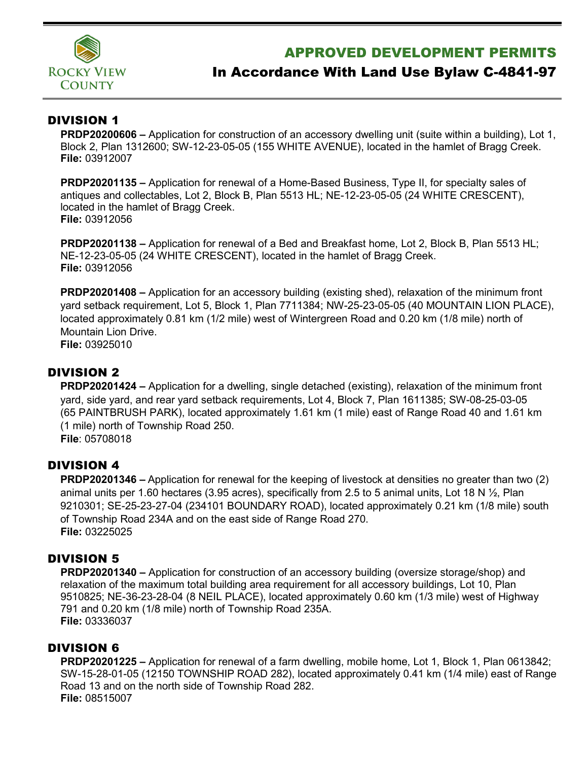Rocky View County

# APPROVED DEVELOPMENT PERMITS

## In Accordance With Land Use Bylaw C-4841-97

## DIVISION 1

**PRDP20200606 –** Application for construction of an accessory dwelling unit (suite within a building), Lot 1, Block 2, Plan 1312600; SW-12-23-05-05 (155 WHITE AVENUE), located in the hamlet of Bragg Creek.
**File:** 03912007

**PRDP20201135 –** Application for renewal of a Home-Based Business, Type II, for specialty sales of antiques and collectables, Lot 2, Block B, Plan 5513 HL; NE-12-23-05-05 (24 WHITE CRESCENT), located in the hamlet of Bragg Creek.
**File:** 03912056

**PRDP20201138 –** Application for renewal of a Bed and Breakfast home, Lot 2, Block B, Plan 5513 HL; NE-12-23-05-05 (24 WHITE CRESCENT), located in the hamlet of Bragg Creek.
**File:** 03912056

**PRDP20201408 –** Application for an accessory building (existing shed), relaxation of the minimum front yard setback requirement, Lot 5, Block 1, Plan 7711384; NW-25-23-05-05 (40 MOUNTAIN LION PLACE), located approximately 0.81 km (1/2 mile) west of Wintergreen Road and 0.20 km (1/8 mile) north of Mountain Lion Drive.
**File:** 03925010

## DIVISION 2

**PRDP20201424 –** Application for a dwelling, single detached (existing), relaxation of the minimum front yard, side yard, and rear yard setback requirements, Lot 4, Block 7, Plan 1611385; SW-08-25-03-05 (65 PAINTBRUSH PARK), located approximately 1.61 km (1 mile) east of Range Road 40 and 1.61 km (1 mile) north of Township Road 250.
**File**: 05708018

## DIVISION 4

**PRDP20201346 –** Application for renewal for the keeping of livestock at densities no greater than two (2) animal units per 1.60 hectares (3.95 acres), specifically from 2.5 to 5 animal units, Lot 18 N ½, Plan 9210301; SE-25-23-27-04 (234101 BOUNDARY ROAD), located approximately 0.21 km (1/8 mile) south of Township Road 234A and on the east side of Range Road 270.
**File:** 03225025

## DIVISION 5

**PRDP20201340 –** Application for construction of an accessory building (oversize storage/shop) and relaxation of the maximum total building area requirement for all accessory buildings, Lot 10, Plan 9510825; NE-36-23-28-04 (8 NEIL PLACE), located approximately 0.60 km (1/3 mile) west of Highway 791 and 0.20 km (1/8 mile) north of Township Road 235A.
**File:** 03336037

## DIVISION 6

**PRDP20201225 –** Application for renewal of a farm dwelling, mobile home, Lot 1, Block 1, Plan 0613842; SW-15-28-01-05 (12150 TOWNSHIP ROAD 282), located approximately 0.41 km (1/4 mile) east of Range Road 13 and on the north side of Township Road 282.
**File:** 08515007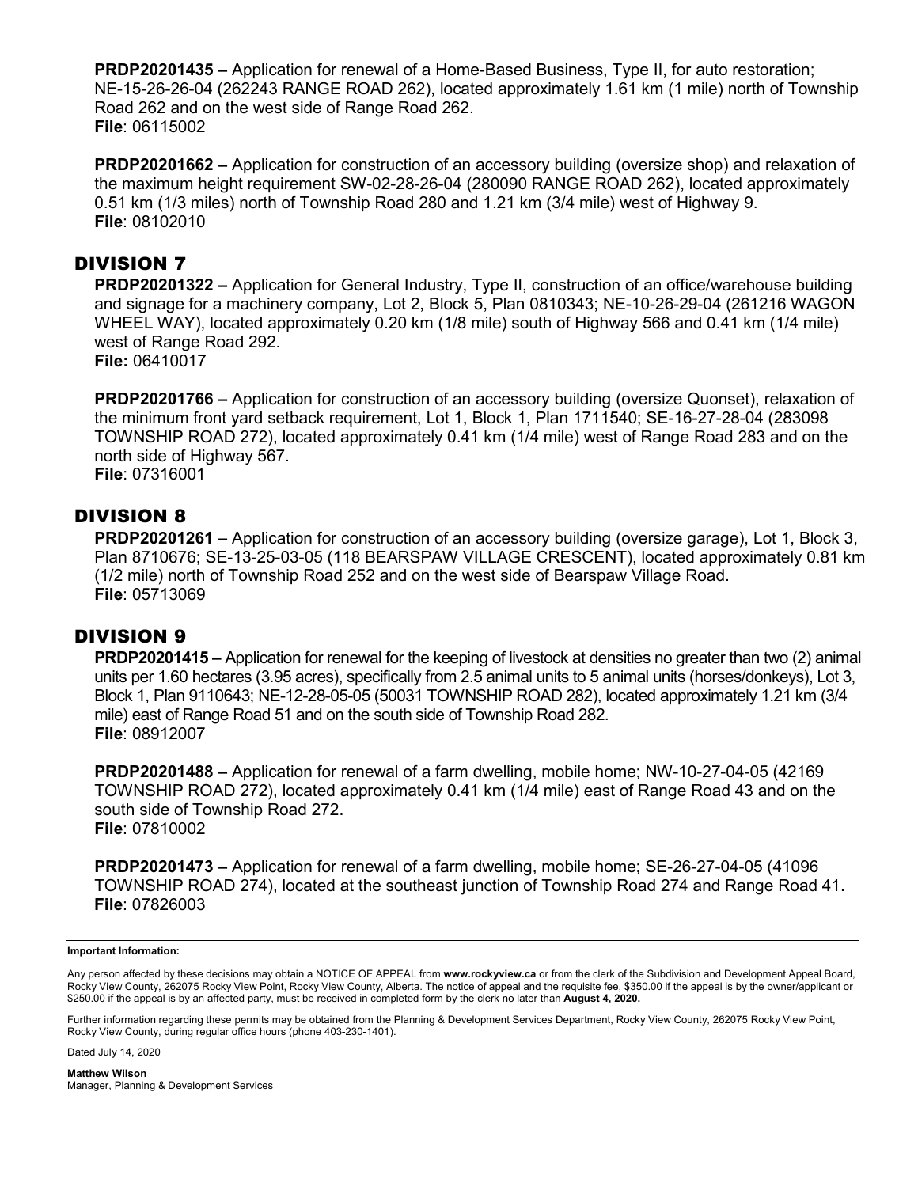**PRDP20201435 –** Application for renewal of a Home-Based Business, Type II, for auto restoration; NE-15-26-26-04 (262243 RANGE ROAD 262), located approximately 1.61 km (1 mile) north of Township Road 262 and on the west side of Range Road 262.
**File**: 06115002

**PRDP20201662 –** Application for construction of an accessory building (oversize shop) and relaxation of the maximum height requirement SW-02-28-26-04 (280090 RANGE ROAD 262), located approximately 0.51 km (1/3 miles) north of Township Road 280 and 1.21 km (3/4 mile) west of Highway 9.
**File**: 08102010

## DIVISION 7

**PRDP20201322 –** Application for General Industry, Type II, construction of an office/warehouse building and signage for a machinery company, Lot 2, Block 5, Plan 0810343; NE-10-26-29-04 (261216 WAGON WHEEL WAY), located approximately 0.20 km (1/8 mile) south of Highway 566 and 0.41 km (1/4 mile) west of Range Road 292.
**File:** 06410017

**PRDP20201766 –** Application for construction of an accessory building (oversize Quonset), relaxation of the minimum front yard setback requirement, Lot 1, Block 1, Plan 1711540; SE-16-27-28-04 (283098 TOWNSHIP ROAD 272), located approximately 0.41 km (1/4 mile) west of Range Road 283 and on the north side of Highway 567.
**File**: 07316001

## DIVISION 8

**PRDP20201261 –** Application for construction of an accessory building (oversize garage), Lot 1, Block 3, Plan 8710676; SE-13-25-03-05 (118 BEARSPAW VILLAGE CRESCENT), located approximately 0.81 km (1/2 mile) north of Township Road 252 and on the west side of Bearspaw Village Road.
**File**: 05713069

## DIVISION 9

**PRDP20201415 –** Application for renewal for the keeping of livestock at densities no greater than two (2) animal units per 1.60 hectares (3.95 acres), specifically from 2.5 animal units to 5 animal units (horses/donkeys), Lot 3, Block 1, Plan 9110643; NE-12-28-05-05 (50031 TOWNSHIP ROAD 282), located approximately 1.21 km (3/4 mile) east of Range Road 51 and on the south side of Township Road 282.
**File**: 08912007

**PRDP20201488 –** Application for renewal of a farm dwelling, mobile home; NW-10-27-04-05 (42169 TOWNSHIP ROAD 272), located approximately 0.41 km (1/4 mile) east of Range Road 43 and on the south side of Township Road 272.
**File**: 07810002

**PRDP20201473 –** Application for renewal of a farm dwelling, mobile home; SE-26-27-04-05 (41096 TOWNSHIP ROAD 274), located at the southeast junction of Township Road 274 and Range Road 41.
**File**: 07826003

---

**Important Information:**

Any person affected by these decisions may obtain a NOTICE OF APPEAL from **www.rockyview.ca** or from the clerk of the Subdivision and Development Appeal Board, Rocky View County, 262075 Rocky View Point, Rocky View County, Alberta. The notice of appeal and the requisite fee, $350.00 if the appeal is by the owner/applicant or $250.00 if the appeal is by an affected party, must be received in completed form by the clerk no later than **August 4, 2020.**

Further information regarding these permits may be obtained from the Planning & Development Services Department, Rocky View County, 262075 Rocky View Point, Rocky View County, during regular office hours (phone 403-230-1401).

Dated July 14, 2020

**Matthew Wilson**
Manager, Planning & Development Services